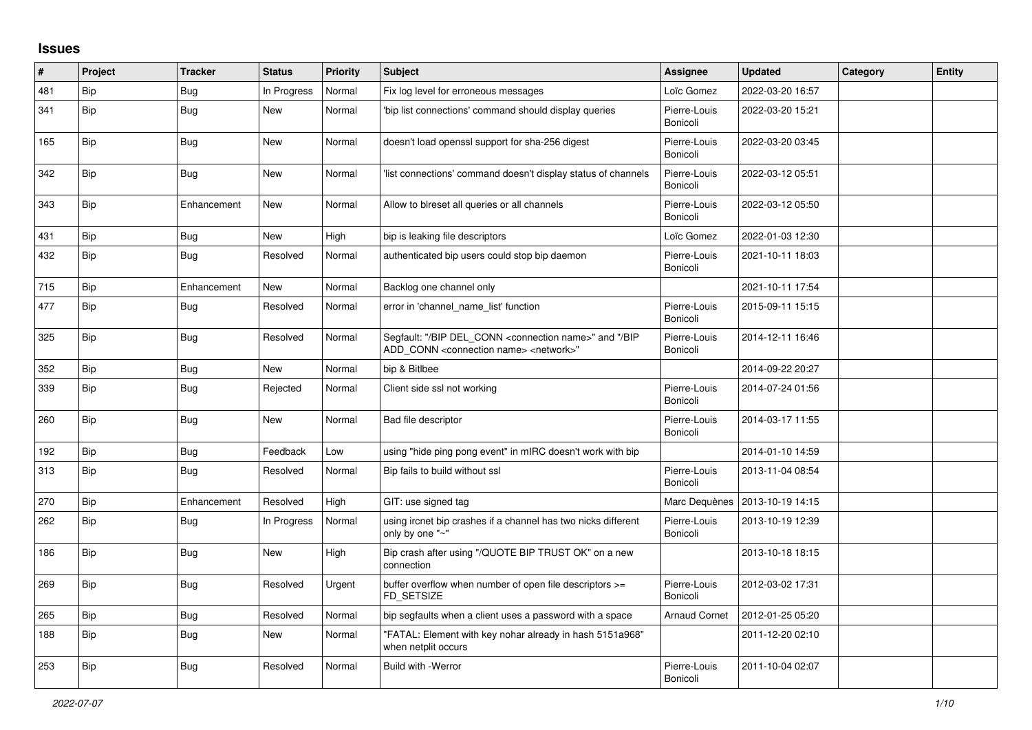## Issues

| # | Project | Tracker | Status | Priority | Subject | Assignee | Updated | Category | Entity |
|---|---|---|---|---|---|---|---|---|---|
| 481 | Bip | Bug | In Progress | Normal | Fix log level for erroneous messages | Loïc Gomez | 2022-03-20 16:57 | | |
| 341 | Bip | Bug | New | Normal | 'bip list connections' command should display queries | Pierre-Louis Bonicoli | 2022-03-20 15:21 | | |
| 165 | Bip | Bug | New | Normal | doesn't load openssl support for sha-256 digest | Pierre-Louis Bonicoli | 2022-03-20 03:45 | | |
| 342 | Bip | Bug | New | Normal | 'list connections' command doesn't display status of channels | Pierre-Louis Bonicoli | 2022-03-12 05:51 | | |
| 343 | Bip | Enhancement | New | Normal | Allow to blreset all queries or all channels | Pierre-Louis Bonicoli | 2022-03-12 05:50 | | |
| 431 | Bip | Bug | New | High | bip is leaking file descriptors | Loïc Gomez | 2022-01-03 12:30 | | |
| 432 | Bip | Bug | Resolved | Normal | authenticated bip users could stop bip daemon | Pierre-Louis Bonicoli | 2021-10-11 18:03 | | |
| 715 | Bip | Enhancement | New | Normal | Backlog one channel only | | 2021-10-11 17:54 | | |
| 477 | Bip | Bug | Resolved | Normal | error in 'channel_name_list' function | Pierre-Louis Bonicoli | 2015-09-11 15:15 | | |
| 325 | Bip | Bug | Resolved | Normal | Segfault: "/BIP DEL_CONN <connection name>" and "/BIP ADD_CONN <connection name> <network>" | Pierre-Louis Bonicoli | 2014-12-11 16:46 | | |
| 352 | Bip | Bug | New | Normal | bip & Bitlbee | | 2014-09-22 20:27 | | |
| 339 | Bip | Bug | Rejected | Normal | Client side ssl not working | Pierre-Louis Bonicoli | 2014-07-24 01:56 | | |
| 260 | Bip | Bug | New | Normal | Bad file descriptor | Pierre-Louis Bonicoli | 2014-03-17 11:55 | | |
| 192 | Bip | Bug | Feedback | Low | using "hide ping pong event" in mIRC doesn't work with bip | | 2014-01-10 14:59 | | |
| 313 | Bip | Bug | Resolved | Normal | Bip fails to build without ssl | Pierre-Louis Bonicoli | 2013-11-04 08:54 | | |
| 270 | Bip | Enhancement | Resolved | High | GIT: use signed tag | Marc Dequènes | 2013-10-19 14:15 | | |
| 262 | Bip | Bug | In Progress | Normal | using ircnet bip crashes if a channel has two nicks different only by one "~" | Pierre-Louis Bonicoli | 2013-10-19 12:39 | | |
| 186 | Bip | Bug | New | High | Bip crash after using "/QUOTE BIP TRUST OK" on a new connection | | 2013-10-18 18:15 | | |
| 269 | Bip | Bug | Resolved | Urgent | buffer overflow when number of open file descriptors >= FD_SETSIZE | Pierre-Louis Bonicoli | 2012-03-02 17:31 | | |
| 265 | Bip | Bug | Resolved | Normal | bip segfaults when a client uses a password with a space | Arnaud Cornet | 2012-01-25 05:20 | | |
| 188 | Bip | Bug | New | Normal | "FATAL: Element with key nohar already in hash 5151a968" when netplit occurs | | 2011-12-20 02:10 | | |
| 253 | Bip | Bug | Resolved | Normal | Build with -Werror | Pierre-Louis Bonicoli | 2011-10-04 02:07 | | |

*2022-07-07*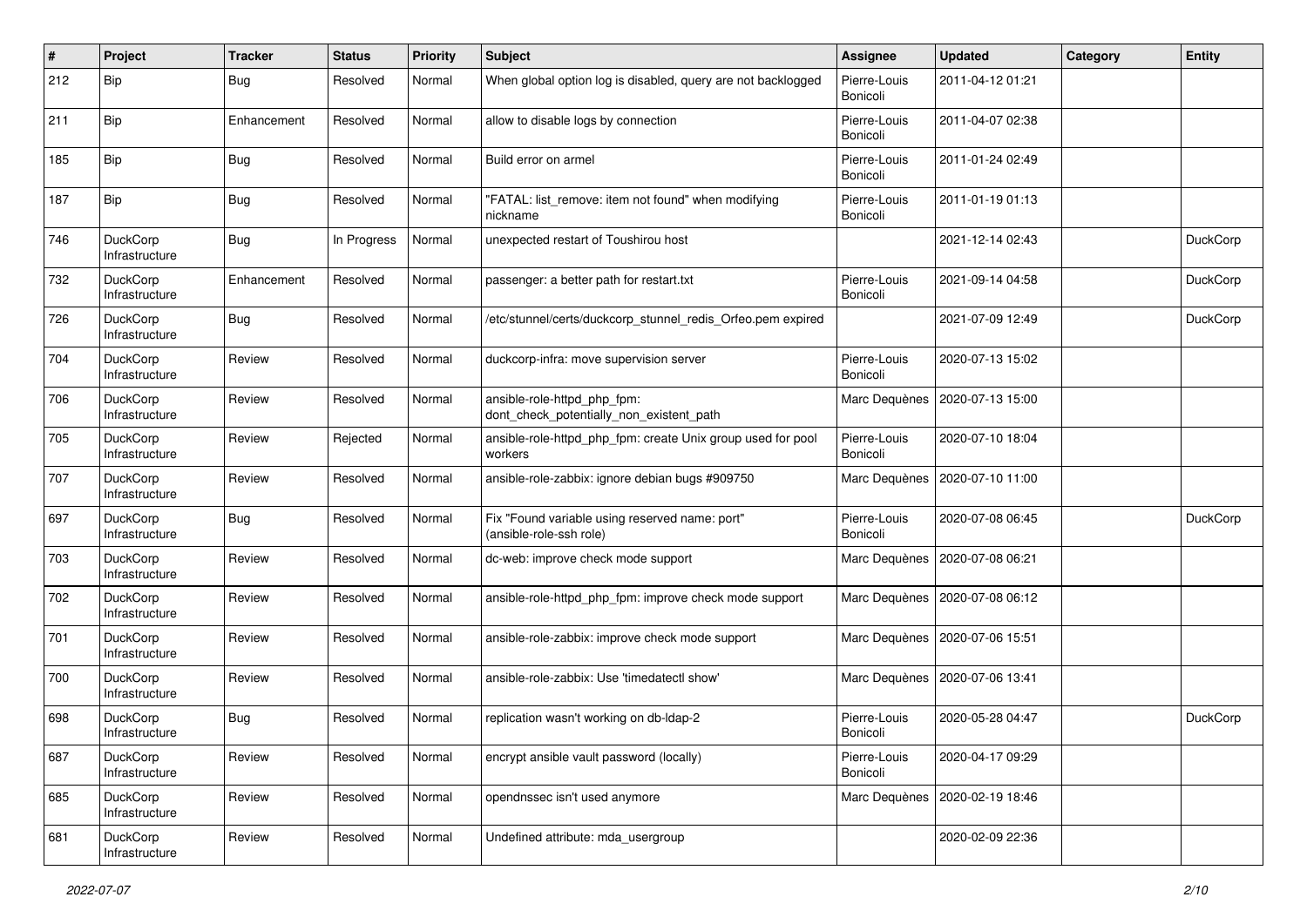| # | Project | Tracker | Status | Priority | Subject | Assignee | Updated | Category | Entity |
|---|---|---|---|---|---|---|---|---|---|
| 212 | Bip | Bug | Resolved | Normal | When global option log is disabled, query are not backlogged | Pierre-Louis Bonicoli | 2011-04-12 01:21 | | |
| 211 | Bip | Enhancement | Resolved | Normal | allow to disable logs by connection | Pierre-Louis Bonicoli | 2011-04-07 02:38 | | |
| 185 | Bip | Bug | Resolved | Normal | Build error on armel | Pierre-Louis Bonicoli | 2011-01-24 02:49 | | |
| 187 | Bip | Bug | Resolved | Normal | "FATAL: list_remove: item not found" when modifying nickname | Pierre-Louis Bonicoli | 2011-01-19 01:13 | | |
| 746 | DuckCorp Infrastructure | Bug | In Progress | Normal | unexpected restart of Toushirou host | | 2021-12-14 02:43 | | DuckCorp |
| 732 | DuckCorp Infrastructure | Enhancement | Resolved | Normal | passenger: a better path for restart.txt | Pierre-Louis Bonicoli | 2021-09-14 04:58 | | DuckCorp |
| 726 | DuckCorp Infrastructure | Bug | Resolved | Normal | /etc/stunnel/certs/duckcorp_stunnel_redis_Orfeo.pem expired | | 2021-07-09 12:49 | | DuckCorp |
| 704 | DuckCorp Infrastructure | Review | Resolved | Normal | duckcorp-infra: move supervision server | Pierre-Louis Bonicoli | 2020-07-13 15:02 | | |
| 706 | DuckCorp Infrastructure | Review | Resolved | Normal | ansible-role-httpd_php_fpm: dont_check_potentially_non_existent_path | Marc Dequènes | 2020-07-13 15:00 | | |
| 705 | DuckCorp Infrastructure | Review | Rejected | Normal | ansible-role-httpd_php_fpm: create Unix group used for pool workers | Pierre-Louis Bonicoli | 2020-07-10 18:04 | | |
| 707 | DuckCorp Infrastructure | Review | Resolved | Normal | ansible-role-zabbix: ignore debian bugs #909750 | Marc Dequènes | 2020-07-10 11:00 | | |
| 697 | DuckCorp Infrastructure | Bug | Resolved | Normal | Fix "Found variable using reserved name: port" (ansible-role-ssh role) | Pierre-Louis Bonicoli | 2020-07-08 06:45 | | DuckCorp |
| 703 | DuckCorp Infrastructure | Review | Resolved | Normal | dc-web: improve check mode support | Marc Dequènes | 2020-07-08 06:21 | | |
| 702 | DuckCorp Infrastructure | Review | Resolved | Normal | ansible-role-httpd_php_fpm: improve check mode support | Marc Dequènes | 2020-07-08 06:12 | | |
| 701 | DuckCorp Infrastructure | Review | Resolved | Normal | ansible-role-zabbix: improve check mode support | Marc Dequènes | 2020-07-06 15:51 | | |
| 700 | DuckCorp Infrastructure | Review | Resolved | Normal | ansible-role-zabbix: Use 'timedatectl show' | Marc Dequènes | 2020-07-06 13:41 | | |
| 698 | DuckCorp Infrastructure | Bug | Resolved | Normal | replication wasn't working on db-ldap-2 | Pierre-Louis Bonicoli | 2020-05-28 04:47 | | DuckCorp |
| 687 | DuckCorp Infrastructure | Review | Resolved | Normal | encrypt ansible vault password (locally) | Pierre-Louis Bonicoli | 2020-04-17 09:29 | | |
| 685 | DuckCorp Infrastructure | Review | Resolved | Normal | opendnssec isn't used anymore | Marc Dequènes | 2020-02-19 18:46 | | |
| 681 | DuckCorp Infrastructure | Review | Resolved | Normal | Undefined attribute: mda_usergroup | | 2020-02-09 22:36 | | |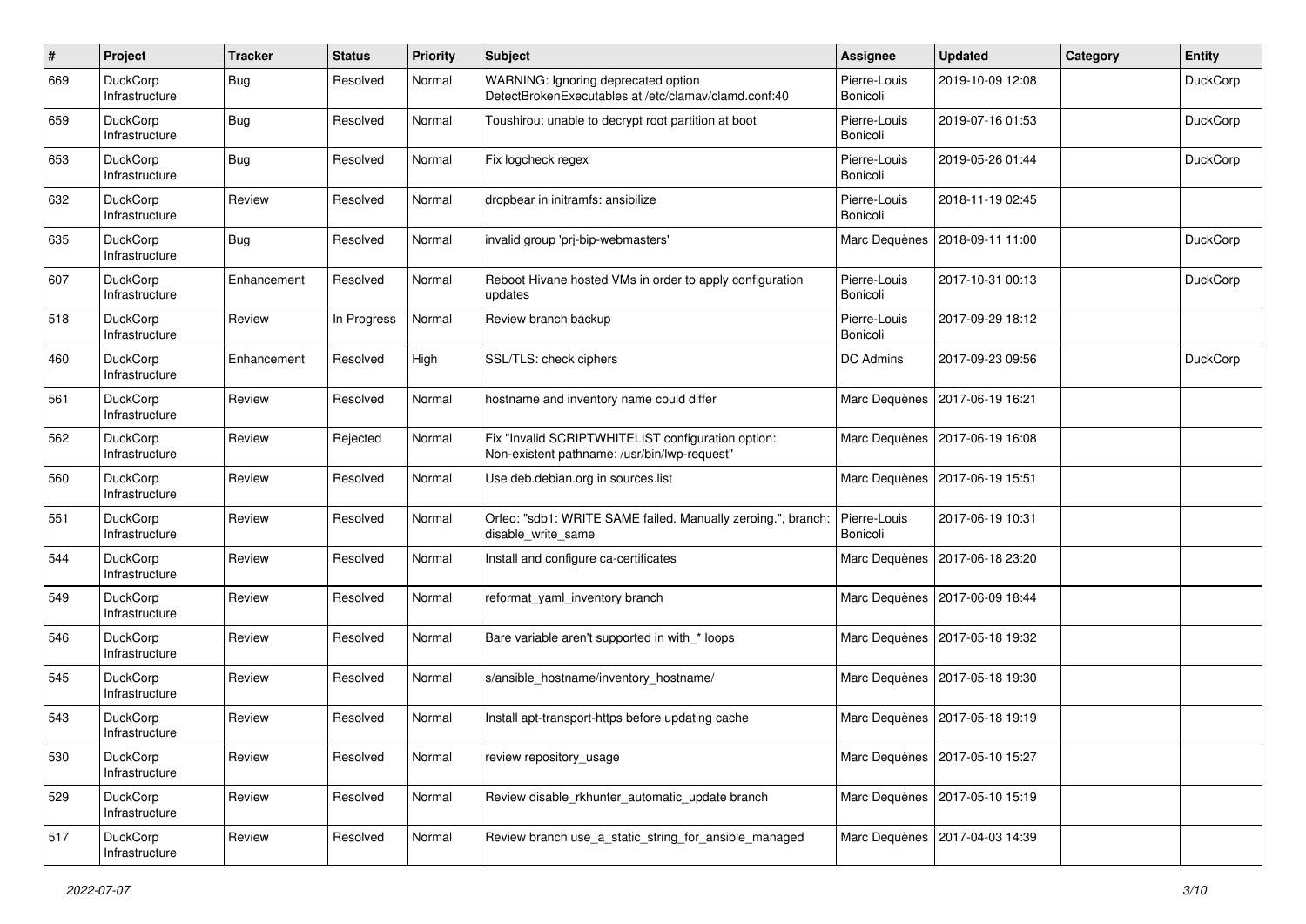| # | Project | Tracker | Status | Priority | Subject | Assignee | Updated | Category | Entity |
|---|---|---|---|---|---|---|---|---|---|
| 669 | DuckCorp Infrastructure | Bug | Resolved | Normal | WARNING: Ignoring deprecated option DetectBrokenExecutables at /etc/clamav/clamd.conf:40 | Pierre-Louis Bonicoli | 2019-10-09 12:08 | | DuckCorp |
| 659 | DuckCorp Infrastructure | Bug | Resolved | Normal | Toushirou: unable to decrypt root partition at boot | Pierre-Louis Bonicoli | 2019-07-16 01:53 | | DuckCorp |
| 653 | DuckCorp Infrastructure | Bug | Resolved | Normal | Fix logcheck regex | Pierre-Louis Bonicoli | 2019-05-26 01:44 | | DuckCorp |
| 632 | DuckCorp Infrastructure | Review | Resolved | Normal | dropbear in initramfs: ansibilize | Pierre-Louis Bonicoli | 2018-11-19 02:45 | | |
| 635 | DuckCorp Infrastructure | Bug | Resolved | Normal | invalid group 'prj-bip-webmasters' | Marc Dequènes | 2018-09-11 11:00 | | DuckCorp |
| 607 | DuckCorp Infrastructure | Enhancement | Resolved | Normal | Reboot Hivane hosted VMs in order to apply configuration updates | Pierre-Louis Bonicoli | 2017-10-31 00:13 | | DuckCorp |
| 518 | DuckCorp Infrastructure | Review | In Progress | Normal | Review branch backup | Pierre-Louis Bonicoli | 2017-09-29 18:12 | | |
| 460 | DuckCorp Infrastructure | Enhancement | Resolved | High | SSL/TLS: check ciphers | DC Admins | 2017-09-23 09:56 | | DuckCorp |
| 561 | DuckCorp Infrastructure | Review | Resolved | Normal | hostname and inventory name could differ | Marc Dequènes | 2017-06-19 16:21 | | |
| 562 | DuckCorp Infrastructure | Review | Rejected | Normal | Fix "Invalid SCRIPTWHITELIST configuration option: Non-existent pathname: /usr/bin/lwp-request" | Marc Dequènes | 2017-06-19 16:08 | | |
| 560 | DuckCorp Infrastructure | Review | Resolved | Normal | Use deb.debian.org in sources.list | Marc Dequènes | 2017-06-19 15:51 | | |
| 551 | DuckCorp Infrastructure | Review | Resolved | Normal | Orfeo: "sdb1: WRITE SAME failed. Manually zeroing.", branch: disable_write_same | Pierre-Louis Bonicoli | 2017-06-19 10:31 | | |
| 544 | DuckCorp Infrastructure | Review | Resolved | Normal | Install and configure ca-certificates | Marc Dequènes | 2017-06-18 23:20 | | |
| 549 | DuckCorp Infrastructure | Review | Resolved | Normal | reformat_yaml_inventory branch | Marc Dequènes | 2017-06-09 18:44 | | |
| 546 | DuckCorp Infrastructure | Review | Resolved | Normal | Bare variable aren't supported in with_* loops | Marc Dequènes | 2017-05-18 19:32 | | |
| 545 | DuckCorp Infrastructure | Review | Resolved | Normal | s/ansible_hostname/inventory_hostname/ | Marc Dequènes | 2017-05-18 19:30 | | |
| 543 | DuckCorp Infrastructure | Review | Resolved | Normal | Install apt-transport-https before updating cache | Marc Dequènes | 2017-05-18 19:19 | | |
| 530 | DuckCorp Infrastructure | Review | Resolved | Normal | review repository_usage | Marc Dequènes | 2017-05-10 15:27 | | |
| 529 | DuckCorp Infrastructure | Review | Resolved | Normal | Review disable_rkhunter_automatic_update branch | Marc Dequènes | 2017-05-10 15:19 | | |
| 517 | DuckCorp Infrastructure | Review | Resolved | Normal | Review branch use_a_static_string_for_ansible_managed | Marc Dequènes | 2017-04-03 14:39 | | |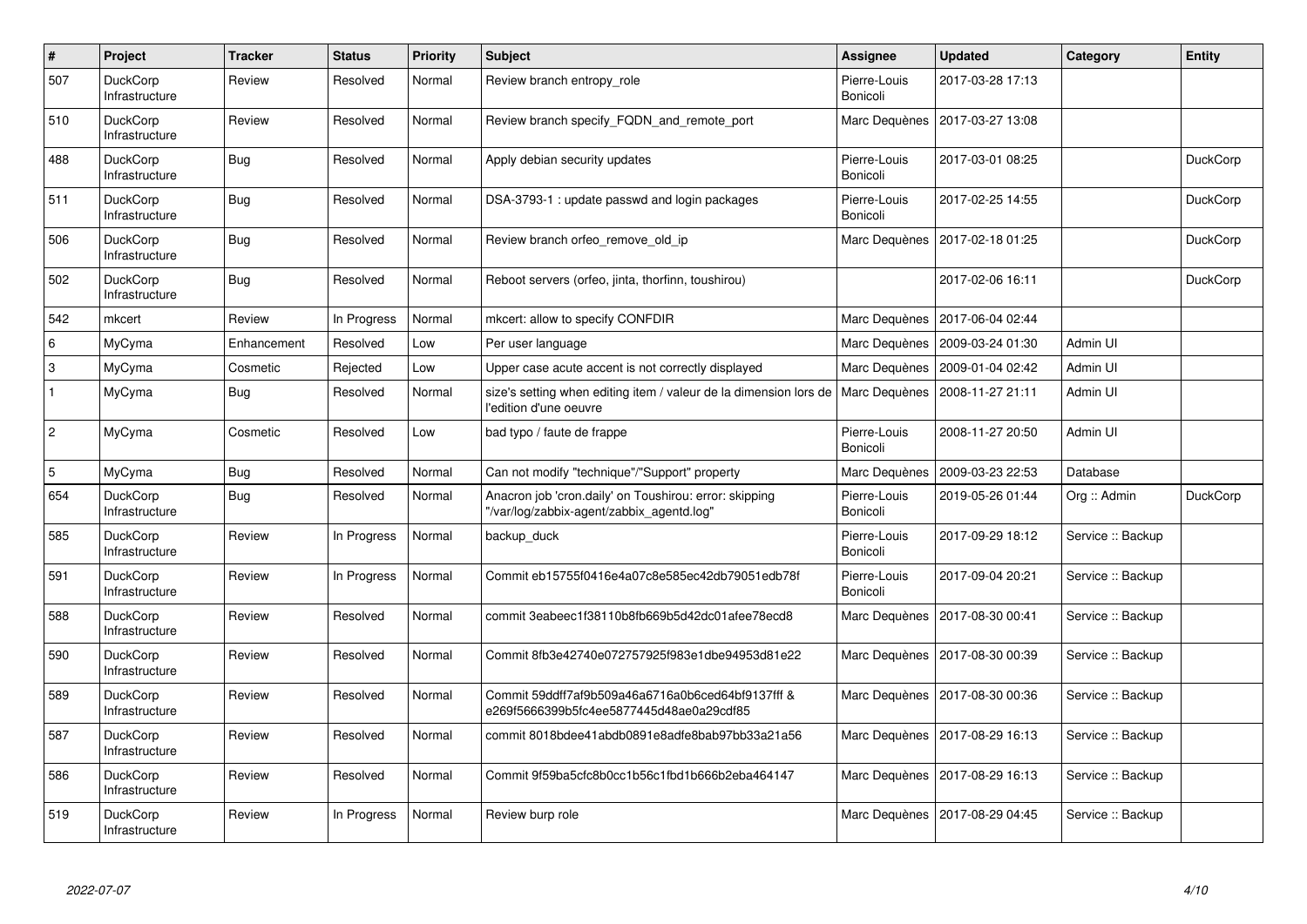| # | Project | Tracker | Status | Priority | Subject | Assignee | Updated | Category | Entity |
|---|---|---|---|---|---|---|---|---|---|
| 507 | DuckCorp Infrastructure | Review | Resolved | Normal | Review branch entropy_role | Pierre-Louis Bonicoli | 2017-03-28 17:13 | | |
| 510 | DuckCorp Infrastructure | Review | Resolved | Normal | Review branch specify_FQDN_and_remote_port | Marc Dequènes | 2017-03-27 13:08 | | |
| 488 | DuckCorp Infrastructure | Bug | Resolved | Normal | Apply debian security updates | Pierre-Louis Bonicoli | 2017-03-01 08:25 | | DuckCorp |
| 511 | DuckCorp Infrastructure | Bug | Resolved | Normal | DSA-3793-1 : update passwd and login packages | Pierre-Louis Bonicoli | 2017-02-25 14:55 | | DuckCorp |
| 506 | DuckCorp Infrastructure | Bug | Resolved | Normal | Review branch orfeo_remove_old_ip | Marc Dequènes | 2017-02-18 01:25 | | DuckCorp |
| 502 | DuckCorp Infrastructure | Bug | Resolved | Normal | Reboot servers (orfeo, jinta, thorfinn, toushirou) | | 2017-02-06 16:11 | | DuckCorp |
| 542 | mkcert | Review | In Progress | Normal | mkcert: allow to specify CONFDIR | Marc Dequènes | 2017-06-04 02:44 | | |
| 6 | MyCyma | Enhancement | Resolved | Low | Per user language | Marc Dequènes | 2009-03-24 01:30 | Admin UI | |
| 3 | MyCyma | Cosmetic | Rejected | Low | Upper case acute accent is not correctly displayed | Marc Dequènes | 2009-01-04 02:42 | Admin UI | |
| 1 | MyCyma | Bug | Resolved | Normal | size's setting when editing item / valeur de la dimension lors de l'edition d'une oeuvre | Marc Dequènes | 2008-11-27 21:11 | Admin UI | |
| 2 | MyCyma | Cosmetic | Resolved | Low | bad typo / faute de frappe | Pierre-Louis Bonicoli | 2008-11-27 20:50 | Admin UI | |
| 5 | MyCyma | Bug | Resolved | Normal | Can not modify "technique"/"Support" property | Marc Dequènes | 2009-03-23 22:53 | Database | |
| 654 | DuckCorp Infrastructure | Bug | Resolved | Normal | Anacron job 'cron.daily' on Toushirou: error: skipping "/var/log/zabbix-agent/zabbix_agentd.log" | Pierre-Louis Bonicoli | 2019-05-26 01:44 | Org :: Admin | DuckCorp |
| 585 | DuckCorp Infrastructure | Review | In Progress | Normal | backup_duck | Pierre-Louis Bonicoli | 2017-09-29 18:12 | Service :: Backup | |
| 591 | DuckCorp Infrastructure | Review | In Progress | Normal | Commit eb15755f0416e4a07c8e585ec42db79051edb78f | Pierre-Louis Bonicoli | 2017-09-04 20:21 | Service :: Backup | |
| 588 | DuckCorp Infrastructure | Review | Resolved | Normal | commit 3eabeec1f38110b8fb669b5d42dc01afee78ecd8 | Marc Dequènes | 2017-08-30 00:41 | Service :: Backup | |
| 590 | DuckCorp Infrastructure | Review | Resolved | Normal | Commit 8fb3e42740e072757925f983e1dbe94953d81e22 | Marc Dequènes | 2017-08-30 00:39 | Service :: Backup | |
| 589 | DuckCorp Infrastructure | Review | Resolved | Normal | Commit 59ddff7af9b509a46a6716a0b6ced64bf9137fff & e269f5666399b5fc4ee5877445d48ae0a29cdf85 | Marc Dequènes | 2017-08-30 00:36 | Service :: Backup | |
| 587 | DuckCorp Infrastructure | Review | Resolved | Normal | commit 8018bdee41abdb0891e8adfe8bab97bb33a21a56 | Marc Dequènes | 2017-08-29 16:13 | Service :: Backup | |
| 586 | DuckCorp Infrastructure | Review | Resolved | Normal | Commit 9f59ba5cfc8b0cc1b56c1fbd1b666b2eba464147 | Marc Dequènes | 2017-08-29 16:13 | Service :: Backup | |
| 519 | DuckCorp Infrastructure | Review | In Progress | Normal | Review burp role | Marc Dequènes | 2017-08-29 04:45 | Service :: Backup | |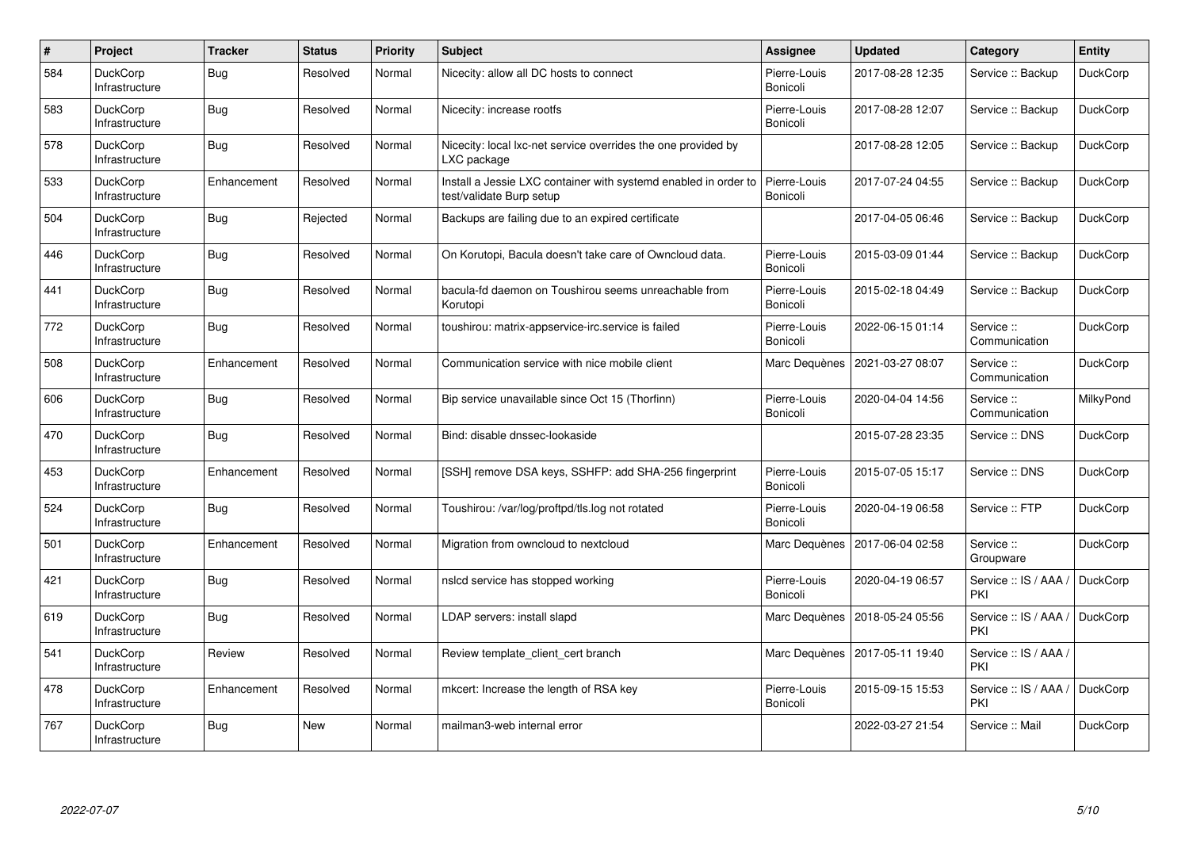| # | Project | Tracker | Status | Priority | Subject | Assignee | Updated | Category | Entity |
|---|---|---|---|---|---|---|---|---|---|
| 584 | DuckCorp Infrastructure | Bug | Resolved | Normal | Nicecity: allow all DC hosts to connect | Pierre-Louis Bonicoli | 2017-08-28 12:35 | Service :: Backup | DuckCorp |
| 583 | DuckCorp Infrastructure | Bug | Resolved | Normal | Nicecity: increase rootfs | Pierre-Louis Bonicoli | 2017-08-28 12:07 | Service :: Backup | DuckCorp |
| 578 | DuckCorp Infrastructure | Bug | Resolved | Normal | Nicecity: local lxc-net service overrides the one provided by LXC package | | 2017-08-28 12:05 | Service :: Backup | DuckCorp |
| 533 | DuckCorp Infrastructure | Enhancement | Resolved | Normal | Install a Jessie LXC container with systemd enabled in order to test/validate Burp setup | Pierre-Louis Bonicoli | 2017-07-24 04:55 | Service :: Backup | DuckCorp |
| 504 | DuckCorp Infrastructure | Bug | Rejected | Normal | Backups are failing due to an expired certificate | | 2017-04-05 06:46 | Service :: Backup | DuckCorp |
| 446 | DuckCorp Infrastructure | Bug | Resolved | Normal | On Korutopi, Bacula doesn't take care of Owncloud data. | Pierre-Louis Bonicoli | 2015-03-09 01:44 | Service :: Backup | DuckCorp |
| 441 | DuckCorp Infrastructure | Bug | Resolved | Normal | bacula-fd daemon on Toushirou seems unreachable from Korutopi | Pierre-Louis Bonicoli | 2015-02-18 04:49 | Service :: Backup | DuckCorp |
| 772 | DuckCorp Infrastructure | Bug | Resolved | Normal | toushirou: matrix-appservice-irc.service is failed | Pierre-Louis Bonicoli | 2022-06-15 01:14 | Service :: Communication | DuckCorp |
| 508 | DuckCorp Infrastructure | Enhancement | Resolved | Normal | Communication service with nice mobile client | Marc Dequènes | 2021-03-27 08:07 | Service :: Communication | DuckCorp |
| 606 | DuckCorp Infrastructure | Bug | Resolved | Normal | Bip service unavailable since Oct 15 (Thorfinn) | Pierre-Louis Bonicoli | 2020-04-04 14:56 | Service :: Communication | MilkyPond |
| 470 | DuckCorp Infrastructure | Bug | Resolved | Normal | Bind: disable dnssec-lookaside | | 2015-07-28 23:35 | Service :: DNS | DuckCorp |
| 453 | DuckCorp Infrastructure | Enhancement | Resolved | Normal | [SSH] remove DSA keys, SSHFP: add SHA-256 fingerprint | Pierre-Louis Bonicoli | 2015-07-05 15:17 | Service :: DNS | DuckCorp |
| 524 | DuckCorp Infrastructure | Bug | Resolved | Normal | Toushirou: /var/log/proftpd/tls.log not rotated | Pierre-Louis Bonicoli | 2020-04-19 06:58 | Service :: FTP | DuckCorp |
| 501 | DuckCorp Infrastructure | Enhancement | Resolved | Normal | Migration from owncloud to nextcloud | Marc Dequènes | 2017-06-04 02:58 | Service :: Groupware | DuckCorp |
| 421 | DuckCorp Infrastructure | Bug | Resolved | Normal | nslcd service has stopped working | Pierre-Louis Bonicoli | 2020-04-19 06:57 | Service :: IS / AAA / PKI | DuckCorp |
| 619 | DuckCorp Infrastructure | Bug | Resolved | Normal | LDAP servers: install slapd | Marc Dequènes | 2018-05-24 05:56 | Service :: IS / AAA / PKI | DuckCorp |
| 541 | DuckCorp Infrastructure | Review | Resolved | Normal | Review template_client_cert branch | Marc Dequènes | 2017-05-11 19:40 | Service :: IS / AAA / PKI | |
| 478 | DuckCorp Infrastructure | Enhancement | Resolved | Normal | mkcert: Increase the length of RSA key | Pierre-Louis Bonicoli | 2015-09-15 15:53 | Service :: IS / AAA / PKI | DuckCorp |
| 767 | DuckCorp Infrastructure | Bug | New | Normal | mailman3-web internal error | | 2022-03-27 21:54 | Service :: Mail | DuckCorp |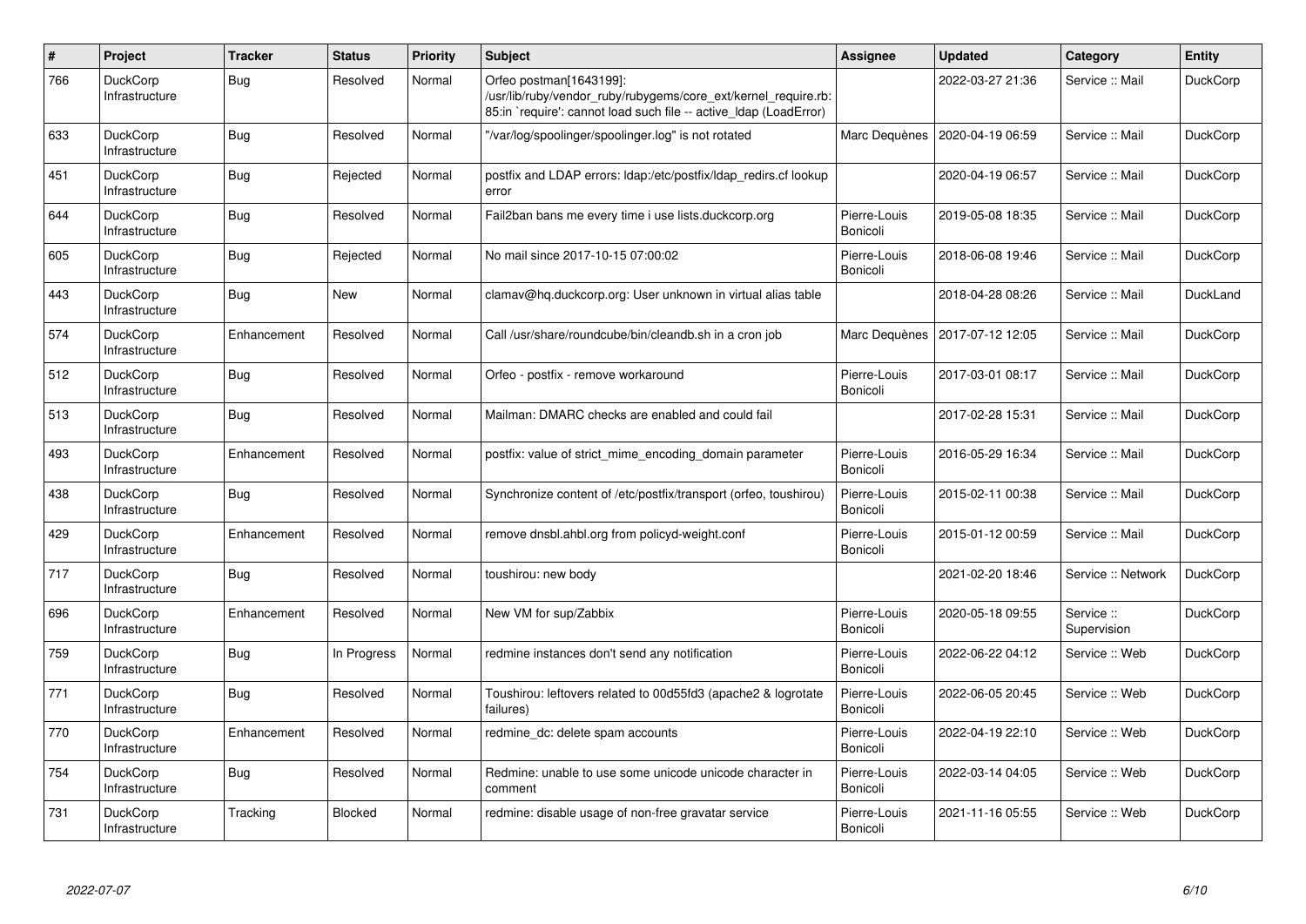| # | Project | Tracker | Status | Priority | Subject | Assignee | Updated | Category | Entity |
|---|---|---|---|---|---|---|---|---|---|
| 766 | DuckCorp Infrastructure | Bug | Resolved | Normal | Orfeo postman[1643199]: /usr/lib/ruby/vendor_ruby/rubygems/core_ext/kernel_require.rb:85:in `require': cannot load such file -- active_ldap (LoadError) | | 2022-03-27 21:36 | Service :: Mail | DuckCorp |
| 633 | DuckCorp Infrastructure | Bug | Resolved | Normal | "/var/log/spoolinger/spoolinger.log" is not rotated | Marc Dequènes | 2020-04-19 06:59 | Service :: Mail | DuckCorp |
| 451 | DuckCorp Infrastructure | Bug | Rejected | Normal | postfix and LDAP errors: ldap:/etc/postfix/ldap_redirs.cf lookup error | | 2020-04-19 06:57 | Service :: Mail | DuckCorp |
| 644 | DuckCorp Infrastructure | Bug | Resolved | Normal | Fail2ban bans me every time i use lists.duckcorp.org | Pierre-Louis Bonicoli | 2019-05-08 18:35 | Service :: Mail | DuckCorp |
| 605 | DuckCorp Infrastructure | Bug | Rejected | Normal | No mail since 2017-10-15 07:00:02 | Pierre-Louis Bonicoli | 2018-06-08 19:46 | Service :: Mail | DuckCorp |
| 443 | DuckCorp Infrastructure | Bug | New | Normal | clamav@hq.duckcorp.org: User unknown in virtual alias table | | 2018-04-28 08:26 | Service :: Mail | DuckLand |
| 574 | DuckCorp Infrastructure | Enhancement | Resolved | Normal | Call /usr/share/roundcube/bin/cleandb.sh in a cron job | Marc Dequènes | 2017-07-12 12:05 | Service :: Mail | DuckCorp |
| 512 | DuckCorp Infrastructure | Bug | Resolved | Normal | Orfeo - postfix - remove workaround | Pierre-Louis Bonicoli | 2017-03-01 08:17 | Service :: Mail | DuckCorp |
| 513 | DuckCorp Infrastructure | Bug | Resolved | Normal | Mailman: DMARC checks are enabled and could fail | | 2017-02-28 15:31 | Service :: Mail | DuckCorp |
| 493 | DuckCorp Infrastructure | Enhancement | Resolved | Normal | postfix: value of strict_mime_encoding_domain parameter | Pierre-Louis Bonicoli | 2016-05-29 16:34 | Service :: Mail | DuckCorp |
| 438 | DuckCorp Infrastructure | Bug | Resolved | Normal | Synchronize content of /etc/postfix/transport (orfeo, toushirou) | Pierre-Louis Bonicoli | 2015-02-11 00:38 | Service :: Mail | DuckCorp |
| 429 | DuckCorp Infrastructure | Enhancement | Resolved | Normal | remove dnsbl.ahbl.org from policyd-weight.conf | Pierre-Louis Bonicoli | 2015-01-12 00:59 | Service :: Mail | DuckCorp |
| 717 | DuckCorp Infrastructure | Bug | Resolved | Normal | toushirou: new body | | 2021-02-20 18:46 | Service :: Network | DuckCorp |
| 696 | DuckCorp Infrastructure | Enhancement | Resolved | Normal | New VM for sup/Zabbix | Pierre-Louis Bonicoli | 2020-05-18 09:55 | Service :: Supervision | DuckCorp |
| 759 | DuckCorp Infrastructure | Bug | In Progress | Normal | redmine instances don't send any notification | Pierre-Louis Bonicoli | 2022-06-22 04:12 | Service :: Web | DuckCorp |
| 771 | DuckCorp Infrastructure | Bug | Resolved | Normal | Toushirou: leftovers related to 00d55fd3 (apache2 & logrotate failures) | Pierre-Louis Bonicoli | 2022-06-05 20:45 | Service :: Web | DuckCorp |
| 770 | DuckCorp Infrastructure | Enhancement | Resolved | Normal | redmine_dc: delete spam accounts | Pierre-Louis Bonicoli | 2022-04-19 22:10 | Service :: Web | DuckCorp |
| 754 | DuckCorp Infrastructure | Bug | Resolved | Normal | Redmine: unable to use some unicode unicode character in comment | Pierre-Louis Bonicoli | 2022-03-14 04:05 | Service :: Web | DuckCorp |
| 731 | DuckCorp Infrastructure | Tracking | Blocked | Normal | redmine: disable usage of non-free gravatar service | Pierre-Louis Bonicoli | 2021-11-16 05:55 | Service :: Web | DuckCorp |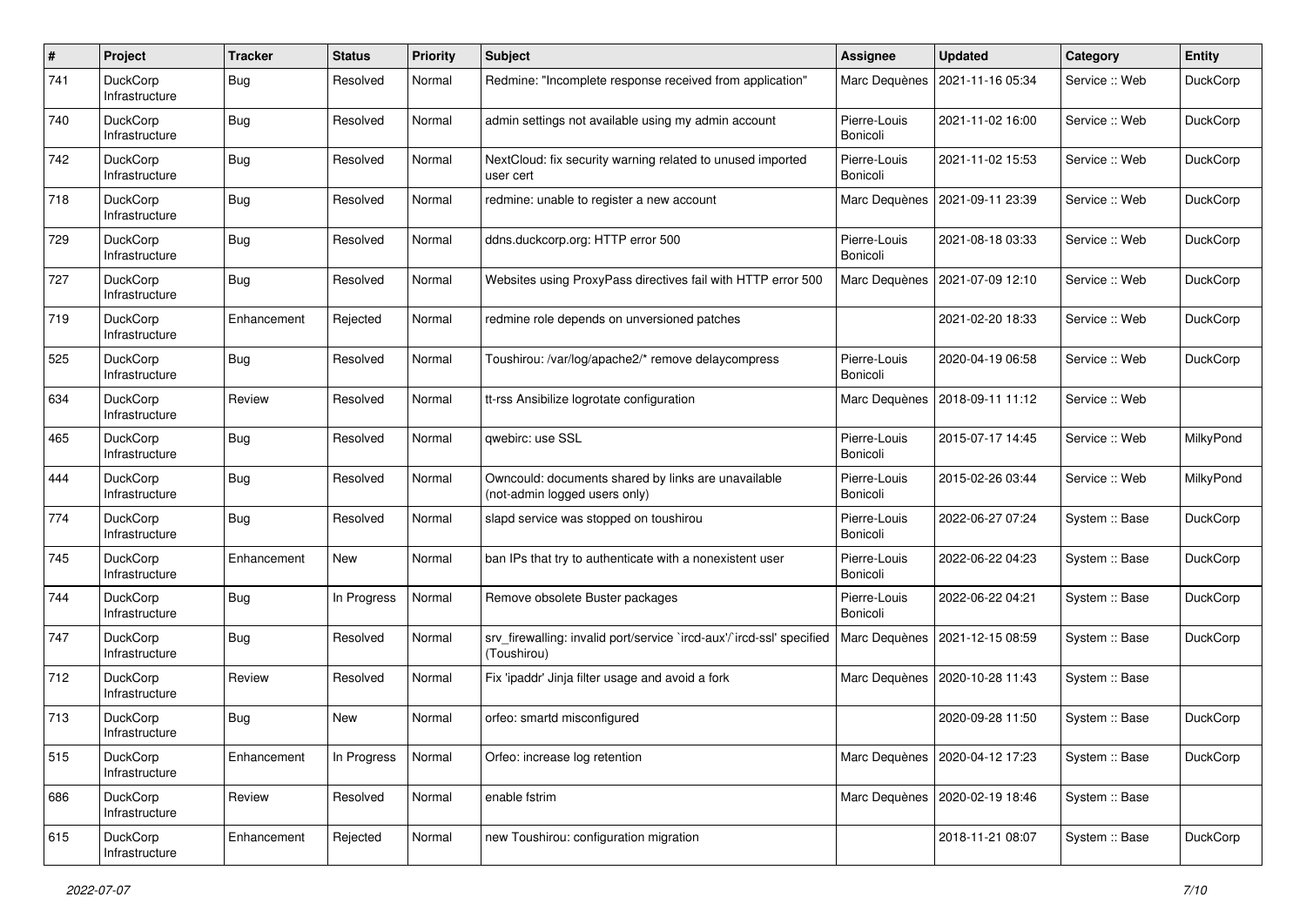| # | Project | Tracker | Status | Priority | Subject | Assignee | Updated | Category | Entity |
|---|---|---|---|---|---|---|---|---|---|
| 741 | DuckCorp Infrastructure | Bug | Resolved | Normal | Redmine: "Incomplete response received from application" | Marc Dequènes | 2021-11-16 05:34 | Service :: Web | DuckCorp |
| 740 | DuckCorp Infrastructure | Bug | Resolved | Normal | admin settings not available using my admin account | Pierre-Louis Bonicoli | 2021-11-02 16:00 | Service :: Web | DuckCorp |
| 742 | DuckCorp Infrastructure | Bug | Resolved | Normal | NextCloud: fix security warning related to unused imported user cert | Pierre-Louis Bonicoli | 2021-11-02 15:53 | Service :: Web | DuckCorp |
| 718 | DuckCorp Infrastructure | Bug | Resolved | Normal | redmine: unable to register a new account | Marc Dequènes | 2021-09-11 23:39 | Service :: Web | DuckCorp |
| 729 | DuckCorp Infrastructure | Bug | Resolved | Normal | ddns.duckcorp.org: HTTP error 500 | Pierre-Louis Bonicoli | 2021-08-18 03:33 | Service :: Web | DuckCorp |
| 727 | DuckCorp Infrastructure | Bug | Resolved | Normal | Websites using ProxyPass directives fail with HTTP error 500 | Marc Dequènes | 2021-07-09 12:10 | Service :: Web | DuckCorp |
| 719 | DuckCorp Infrastructure | Enhancement | Rejected | Normal | redmine role depends on unversioned patches | | 2021-02-20 18:33 | Service :: Web | DuckCorp |
| 525 | DuckCorp Infrastructure | Bug | Resolved | Normal | Toushirou: /var/log/apache2/* remove delaycompress | Pierre-Louis Bonicoli | 2020-04-19 06:58 | Service :: Web | DuckCorp |
| 634 | DuckCorp Infrastructure | Review | Resolved | Normal | tt-rss Ansibilize logrotate configuration | Marc Dequènes | 2018-09-11 11:12 | Service :: Web | |
| 465 | DuckCorp Infrastructure | Bug | Resolved | Normal | qwebirc: use SSL | Pierre-Louis Bonicoli | 2015-07-17 14:45 | Service :: Web | MilkyPond |
| 444 | DuckCorp Infrastructure | Bug | Resolved | Normal | Owncould: documents shared by links are unavailable (not-admin logged users only) | Pierre-Louis Bonicoli | 2015-02-26 03:44 | Service :: Web | MilkyPond |
| 774 | DuckCorp Infrastructure | Bug | Resolved | Normal | slapd service was stopped on toushirou | Pierre-Louis Bonicoli | 2022-06-27 07:24 | System :: Base | DuckCorp |
| 745 | DuckCorp Infrastructure | Enhancement | New | Normal | ban IPs that try to authenticate with a nonexistent user | Pierre-Louis Bonicoli | 2022-06-22 04:23 | System :: Base | DuckCorp |
| 744 | DuckCorp Infrastructure | Bug | In Progress | Normal | Remove obsolete Buster packages | Pierre-Louis Bonicoli | 2022-06-22 04:21 | System :: Base | DuckCorp |
| 747 | DuckCorp Infrastructure | Bug | Resolved | Normal | srv_firewalling: invalid port/service `ircd-aux'/`ircd-ssl' specified (Toushirou) | Marc Dequènes | 2021-12-15 08:59 | System :: Base | DuckCorp |
| 712 | DuckCorp Infrastructure | Review | Resolved | Normal | Fix 'ipaddr' Jinja filter usage and avoid a fork | Marc Dequènes | 2020-10-28 11:43 | System :: Base | |
| 713 | DuckCorp Infrastructure | Bug | New | Normal | orfeo: smartd misconfigured | | 2020-09-28 11:50 | System :: Base | DuckCorp |
| 515 | DuckCorp Infrastructure | Enhancement | In Progress | Normal | Orfeo: increase log retention | Marc Dequènes | 2020-04-12 17:23 | System :: Base | DuckCorp |
| 686 | DuckCorp Infrastructure | Review | Resolved | Normal | enable fstrim | Marc Dequènes | 2020-02-19 18:46 | System :: Base | |
| 615 | DuckCorp Infrastructure | Enhancement | Rejected | Normal | new Toushirou: configuration migration | | 2018-11-21 08:07 | System :: Base | DuckCorp |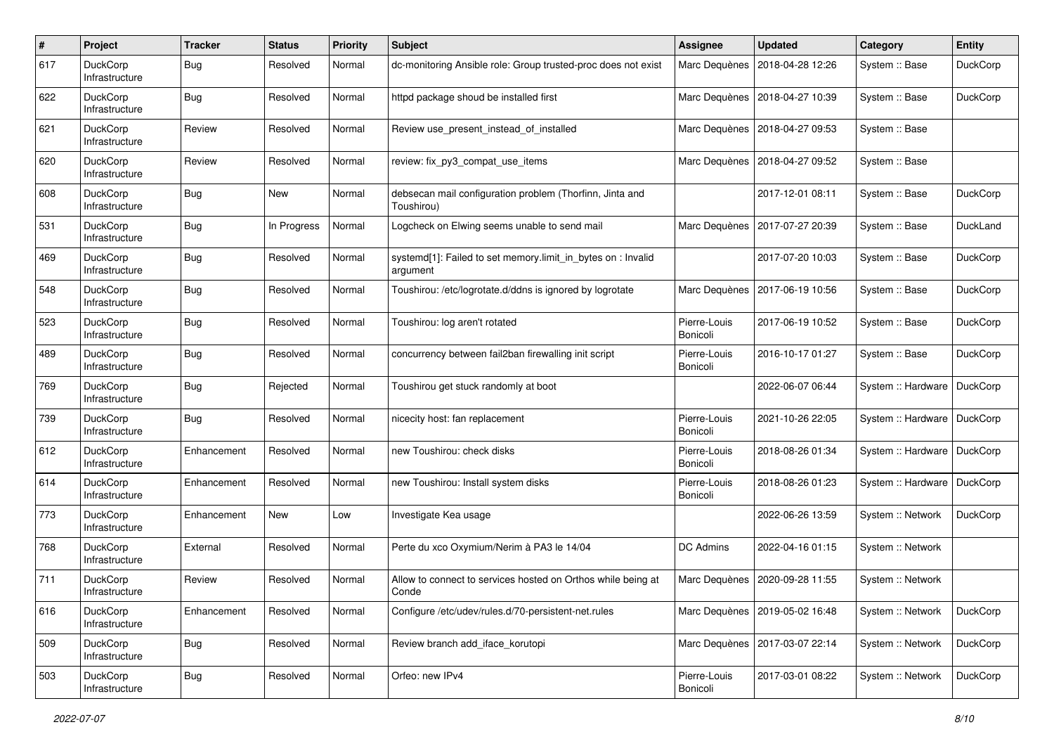| # | Project | Tracker | Status | Priority | Subject | Assignee | Updated | Category | Entity |
|---|---|---|---|---|---|---|---|---|---|
| 617 | DuckCorp Infrastructure | Bug | Resolved | Normal | dc-monitoring Ansible role: Group trusted-proc does not exist | Marc Dequènes | 2018-04-28 12:26 | System :: Base | DuckCorp |
| 622 | DuckCorp Infrastructure | Bug | Resolved | Normal | httpd package shoud be installed first | Marc Dequènes | 2018-04-27 10:39 | System :: Base | DuckCorp |
| 621 | DuckCorp Infrastructure | Review | Resolved | Normal | Review use_present_instead_of_installed | Marc Dequènes | 2018-04-27 09:53 | System :: Base | |
| 620 | DuckCorp Infrastructure | Review | Resolved | Normal | review: fix_py3_compat_use_items | Marc Dequènes | 2018-04-27 09:52 | System :: Base | |
| 608 | DuckCorp Infrastructure | Bug | New | Normal | debsecan mail configuration problem (Thorfinn, Jinta and Toushirou) | | 2017-12-01 08:11 | System :: Base | DuckCorp |
| 531 | DuckCorp Infrastructure | Bug | In Progress | Normal | Logcheck on Elwing seems unable to send mail | Marc Dequènes | 2017-07-27 20:39 | System :: Base | DuckLand |
| 469 | DuckCorp Infrastructure | Bug | Resolved | Normal | systemd[1]: Failed to set memory.limit_in_bytes on : Invalid argument | | 2017-07-20 10:03 | System :: Base | DuckCorp |
| 548 | DuckCorp Infrastructure | Bug | Resolved | Normal | Toushirou: /etc/logrotate.d/ddns is ignored by logrotate | Marc Dequènes | 2017-06-19 10:56 | System :: Base | DuckCorp |
| 523 | DuckCorp Infrastructure | Bug | Resolved | Normal | Toushirou: log aren't rotated | Pierre-Louis Bonicoli | 2017-06-19 10:52 | System :: Base | DuckCorp |
| 489 | DuckCorp Infrastructure | Bug | Resolved | Normal | concurrency between fail2ban firewalling init script | Pierre-Louis Bonicoli | 2016-10-17 01:27 | System :: Base | DuckCorp |
| 769 | DuckCorp Infrastructure | Bug | Rejected | Normal | Toushirou get stuck randomly at boot | | 2022-06-07 06:44 | System :: Hardware | DuckCorp |
| 739 | DuckCorp Infrastructure | Bug | Resolved | Normal | nicecity host: fan replacement | Pierre-Louis Bonicoli | 2021-10-26 22:05 | System :: Hardware | DuckCorp |
| 612 | DuckCorp Infrastructure | Enhancement | Resolved | Normal | new Toushirou: check disks | Pierre-Louis Bonicoli | 2018-08-26 01:34 | System :: Hardware | DuckCorp |
| 614 | DuckCorp Infrastructure | Enhancement | Resolved | Normal | new Toushirou: Install system disks | Pierre-Louis Bonicoli | 2018-08-26 01:23 | System :: Hardware | DuckCorp |
| 773 | DuckCorp Infrastructure | Enhancement | New | Low | Investigate Kea usage | | 2022-06-26 13:59 | System :: Network | DuckCorp |
| 768 | DuckCorp Infrastructure | External | Resolved | Normal | Perte du xco Oxymium/Nerim à PA3 le 14/04 | DC Admins | 2022-04-16 01:15 | System :: Network | |
| 711 | DuckCorp Infrastructure | Review | Resolved | Normal | Allow to connect to services hosted on Orthos while being at Conde | Marc Dequènes | 2020-09-28 11:55 | System :: Network | |
| 616 | DuckCorp Infrastructure | Enhancement | Resolved | Normal | Configure /etc/udev/rules.d/70-persistent-net.rules | Marc Dequènes | 2019-05-02 16:48 | System :: Network | DuckCorp |
| 509 | DuckCorp Infrastructure | Bug | Resolved | Normal | Review branch add_iface_korutopi | Marc Dequènes | 2017-03-07 22:14 | System :: Network | DuckCorp |
| 503 | DuckCorp Infrastructure | Bug | Resolved | Normal | Orfeo: new IPv4 | Pierre-Louis Bonicoli | 2017-03-01 08:22 | System :: Network | DuckCorp |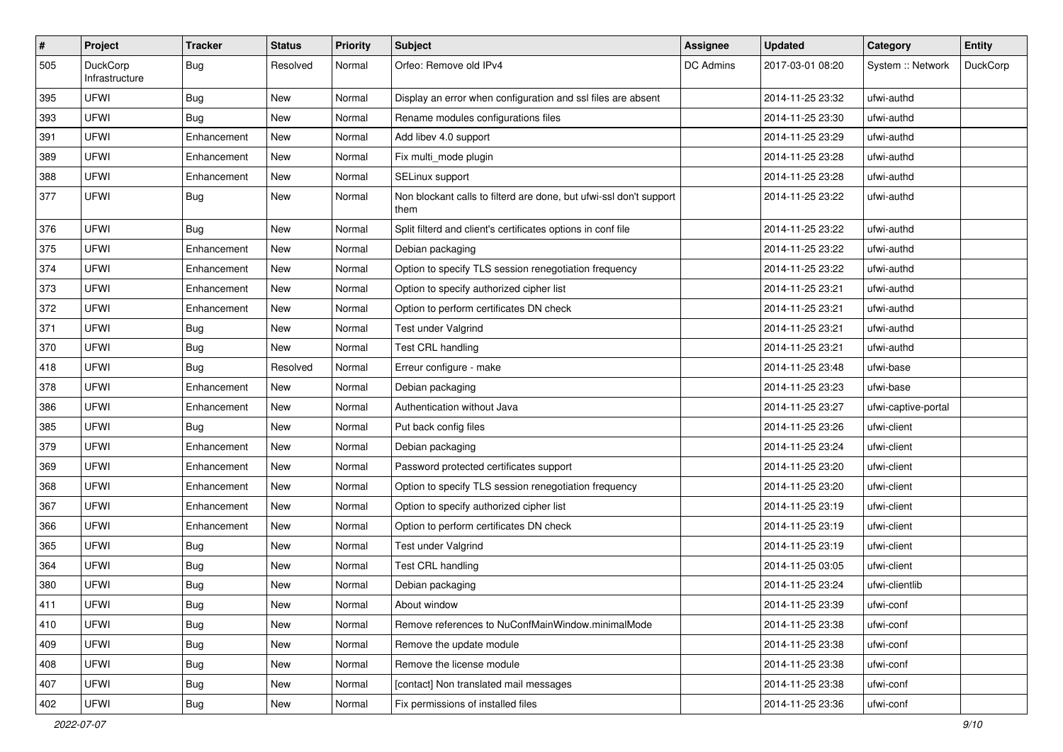| # | Project | Tracker | Status | Priority | Subject | Assignee | Updated | Category | Entity |
|---|---|---|---|---|---|---|---|---|---|
| 505 | DuckCorp Infrastructure | Bug | Resolved | Normal | Orfeo: Remove old IPv4 | DC Admins | 2017-03-01 08:20 | System :: Network | DuckCorp |
| 395 | UFWI | Bug | New | Normal | Display an error when configuration and ssl files are absent | | 2014-11-25 23:32 | ufwi-authd | |
| 393 | UFWI | Bug | New | Normal | Rename modules configurations files | | 2014-11-25 23:30 | ufwi-authd | |
| 391 | UFWI | Enhancement | New | Normal | Add libev 4.0 support | | 2014-11-25 23:29 | ufwi-authd | |
| 389 | UFWI | Enhancement | New | Normal | Fix multi_mode plugin | | 2014-11-25 23:28 | ufwi-authd | |
| 388 | UFWI | Enhancement | New | Normal | SELinux support | | 2014-11-25 23:28 | ufwi-authd | |
| 377 | UFWI | Bug | New | Normal | Non blockant calls to filterd are done, but ufwi-ssl don't support them | | 2014-11-25 23:22 | ufwi-authd | |
| 376 | UFWI | Bug | New | Normal | Split filterd and client's certificates options in conf file | | 2014-11-25 23:22 | ufwi-authd | |
| 375 | UFWI | Enhancement | New | Normal | Debian packaging | | 2014-11-25 23:22 | ufwi-authd | |
| 374 | UFWI | Enhancement | New | Normal | Option to specify TLS session renegotiation frequency | | 2014-11-25 23:22 | ufwi-authd | |
| 373 | UFWI | Enhancement | New | Normal | Option to specify authorized cipher list | | 2014-11-25 23:21 | ufwi-authd | |
| 372 | UFWI | Enhancement | New | Normal | Option to perform certificates DN check | | 2014-11-25 23:21 | ufwi-authd | |
| 371 | UFWI | Bug | New | Normal | Test under Valgrind | | 2014-11-25 23:21 | ufwi-authd | |
| 370 | UFWI | Bug | New | Normal | Test CRL handling | | 2014-11-25 23:21 | ufwi-authd | |
| 418 | UFWI | Bug | Resolved | Normal | Erreur configure - make | | 2014-11-25 23:48 | ufwi-base | |
| 378 | UFWI | Enhancement | New | Normal | Debian packaging | | 2014-11-25 23:23 | ufwi-base | |
| 386 | UFWI | Enhancement | New | Normal | Authentication without Java | | 2014-11-25 23:27 | ufwi-captive-portal | |
| 385 | UFWI | Bug | New | Normal | Put back config files | | 2014-11-25 23:26 | ufwi-client | |
| 379 | UFWI | Enhancement | New | Normal | Debian packaging | | 2014-11-25 23:24 | ufwi-client | |
| 369 | UFWI | Enhancement | New | Normal | Password protected certificates support | | 2014-11-25 23:20 | ufwi-client | |
| 368 | UFWI | Enhancement | New | Normal | Option to specify TLS session renegotiation frequency | | 2014-11-25 23:20 | ufwi-client | |
| 367 | UFWI | Enhancement | New | Normal | Option to specify authorized cipher list | | 2014-11-25 23:19 | ufwi-client | |
| 366 | UFWI | Enhancement | New | Normal | Option to perform certificates DN check | | 2014-11-25 23:19 | ufwi-client | |
| 365 | UFWI | Bug | New | Normal | Test under Valgrind | | 2014-11-25 23:19 | ufwi-client | |
| 364 | UFWI | Bug | New | Normal | Test CRL handling | | 2014-11-25 03:05 | ufwi-client | |
| 380 | UFWI | Bug | New | Normal | Debian packaging | | 2014-11-25 23:24 | ufwi-clientlib | |
| 411 | UFWI | Bug | New | Normal | About window | | 2014-11-25 23:39 | ufwi-conf | |
| 410 | UFWI | Bug | New | Normal | Remove references to NuConfMainWindow.minimalMode | | 2014-11-25 23:38 | ufwi-conf | |
| 409 | UFWI | Bug | New | Normal | Remove the update module | | 2014-11-25 23:38 | ufwi-conf | |
| 408 | UFWI | Bug | New | Normal | Remove the license module | | 2014-11-25 23:38 | ufwi-conf | |
| 407 | UFWI | Bug | New | Normal | [contact] Non translated mail messages | | 2014-11-25 23:38 | ufwi-conf | |
| 402 | UFWI | Bug | New | Normal | Fix permissions of installed files | | 2014-11-25 23:36 | ufwi-conf | |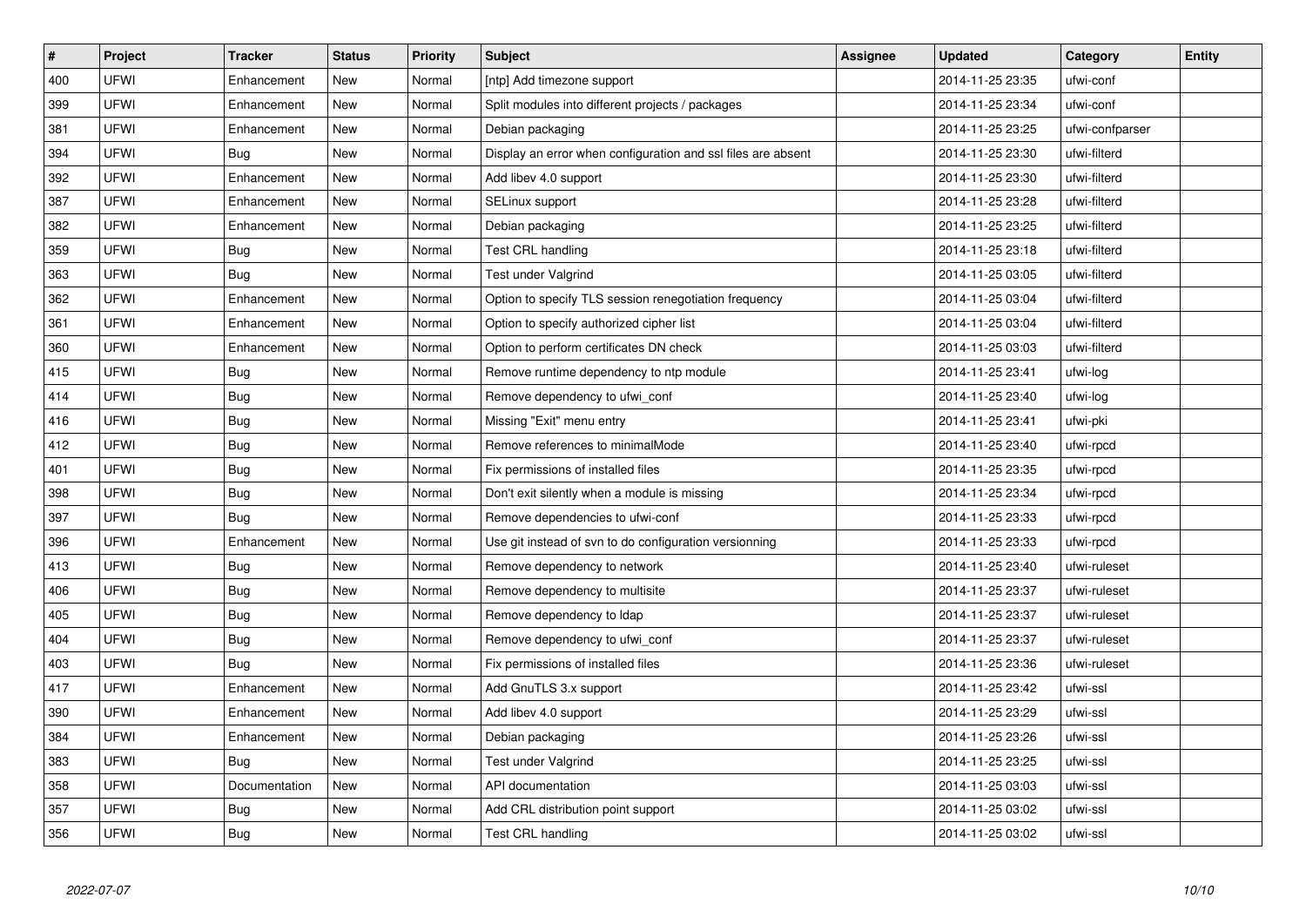| # | Project | Tracker | Status | Priority | Subject | Assignee | Updated | Category | Entity |
|---|---|---|---|---|---|---|---|---|---|
| 400 | UFWI | Enhancement | New | Normal | [ntp] Add timezone support | | 2014-11-25 23:35 | ufwi-conf | |
| 399 | UFWI | Enhancement | New | Normal | Split modules into different projects / packages | | 2014-11-25 23:34 | ufwi-conf | |
| 381 | UFWI | Enhancement | New | Normal | Debian packaging | | 2014-11-25 23:25 | ufwi-confparser | |
| 394 | UFWI | Bug | New | Normal | Display an error when configuration and ssl files are absent | | 2014-11-25 23:30 | ufwi-filterd | |
| 392 | UFWI | Enhancement | New | Normal | Add libev 4.0 support | | 2014-11-25 23:30 | ufwi-filterd | |
| 387 | UFWI | Enhancement | New | Normal | SELinux support | | 2014-11-25 23:28 | ufwi-filterd | |
| 382 | UFWI | Enhancement | New | Normal | Debian packaging | | 2014-11-25 23:25 | ufwi-filterd | |
| 359 | UFWI | Bug | New | Normal | Test CRL handling | | 2014-11-25 23:18 | ufwi-filterd | |
| 363 | UFWI | Bug | New | Normal | Test under Valgrind | | 2014-11-25 03:05 | ufwi-filterd | |
| 362 | UFWI | Enhancement | New | Normal | Option to specify TLS session renegotiation frequency | | 2014-11-25 03:04 | ufwi-filterd | |
| 361 | UFWI | Enhancement | New | Normal | Option to specify authorized cipher list | | 2014-11-25 03:04 | ufwi-filterd | |
| 360 | UFWI | Enhancement | New | Normal | Option to perform certificates DN check | | 2014-11-25 03:03 | ufwi-filterd | |
| 415 | UFWI | Bug | New | Normal | Remove runtime dependency to ntp module | | 2014-11-25 23:41 | ufwi-log | |
| 414 | UFWI | Bug | New | Normal | Remove dependency to ufwi_conf | | 2014-11-25 23:40 | ufwi-log | |
| 416 | UFWI | Bug | New | Normal | Missing "Exit" menu entry | | 2014-11-25 23:41 | ufwi-pki | |
| 412 | UFWI | Bug | New | Normal | Remove references to minimalMode | | 2014-11-25 23:40 | ufwi-rpcd | |
| 401 | UFWI | Bug | New | Normal | Fix permissions of installed files | | 2014-11-25 23:35 | ufwi-rpcd | |
| 398 | UFWI | Bug | New | Normal | Don't exit silently when a module is missing | | 2014-11-25 23:34 | ufwi-rpcd | |
| 397 | UFWI | Bug | New | Normal | Remove dependencies to ufwi-conf | | 2014-11-25 23:33 | ufwi-rpcd | |
| 396 | UFWI | Enhancement | New | Normal | Use git instead of svn to do configuration versionning | | 2014-11-25 23:33 | ufwi-rpcd | |
| 413 | UFWI | Bug | New | Normal | Remove dependency to network | | 2014-11-25 23:40 | ufwi-ruleset | |
| 406 | UFWI | Bug | New | Normal | Remove dependency to multisite | | 2014-11-25 23:37 | ufwi-ruleset | |
| 405 | UFWI | Bug | New | Normal | Remove dependency to ldap | | 2014-11-25 23:37 | ufwi-ruleset | |
| 404 | UFWI | Bug | New | Normal | Remove dependency to ufwi_conf | | 2014-11-25 23:37 | ufwi-ruleset | |
| 403 | UFWI | Bug | New | Normal | Fix permissions of installed files | | 2014-11-25 23:36 | ufwi-ruleset | |
| 417 | UFWI | Enhancement | New | Normal | Add GnuTLS 3.x support | | 2014-11-25 23:42 | ufwi-ssl | |
| 390 | UFWI | Enhancement | New | Normal | Add libev 4.0 support | | 2014-11-25 23:29 | ufwi-ssl | |
| 384 | UFWI | Enhancement | New | Normal | Debian packaging | | 2014-11-25 23:26 | ufwi-ssl | |
| 383 | UFWI | Bug | New | Normal | Test under Valgrind | | 2014-11-25 23:25 | ufwi-ssl | |
| 358 | UFWI | Documentation | New | Normal | API documentation | | 2014-11-25 03:03 | ufwi-ssl | |
| 357 | UFWI | Bug | New | Normal | Add CRL distribution point support | | 2014-11-25 03:02 | ufwi-ssl | |
| 356 | UFWI | Bug | New | Normal | Test CRL handling | | 2014-11-25 03:02 | ufwi-ssl | |

*2022-07-07*